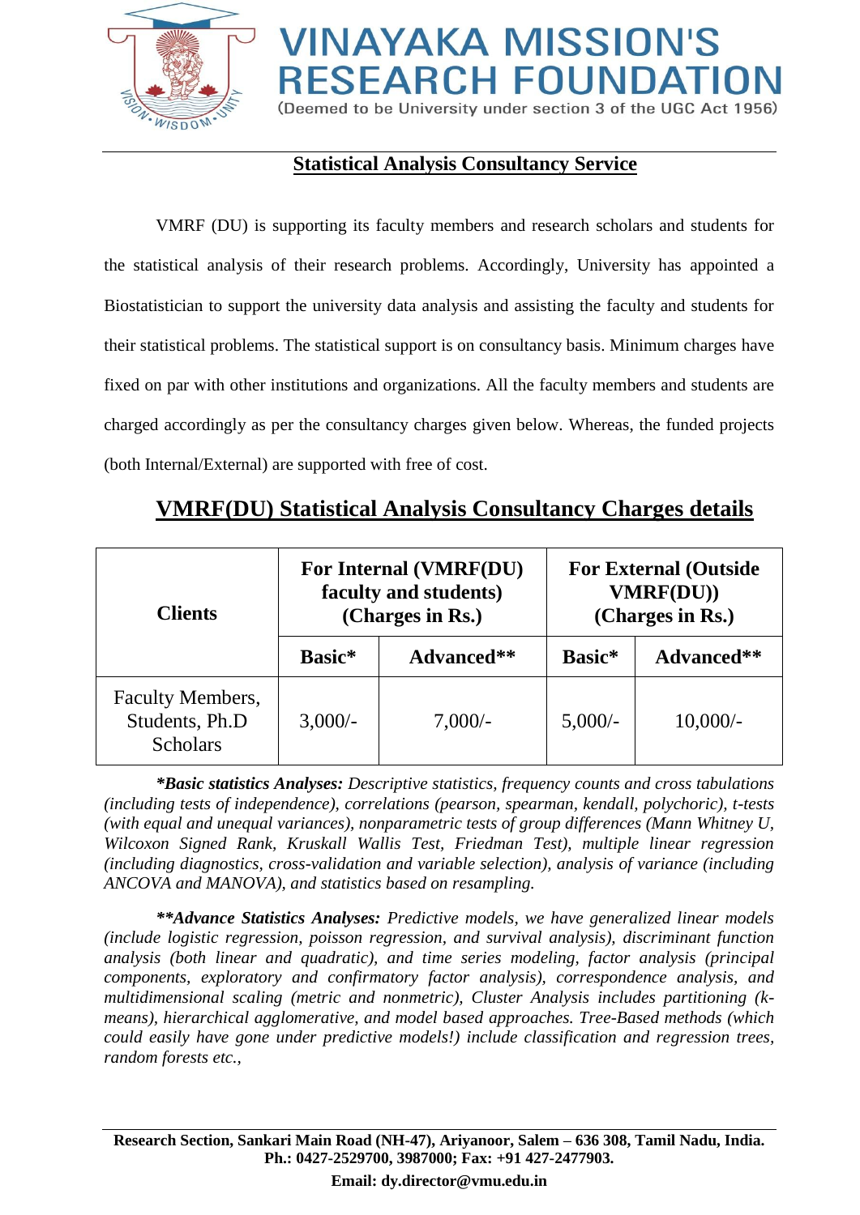# VINAYAKA MISSION'S RESEARCH FOUNDATION

(Deemed to be University under section 3 of the UGC Act 1956)

## Statistical Analysis Consultancy Service

VMRF (DU) is supporting its faculty members and research scholars and students for the statistical analysis of their research problems. Accordingly, University has appointed a Biostatistician to support the university data analysis and assisting the faculty and students for their statistical problems. The statistical support is on consultancy basis. Minimum charges have fixed on par with other institutions and organizations. All the faculty members and students are charged accordingly as per the consultancy charges given below. Whereas, the funded projects (both Internal/External) are supported with free of cost.

## VMRF(DU) Statistical Analysis Consultancy Charges details

| Clients | For Internal (VMRF(DU) faculty and students) (Charges in Rs.) | | For External (Outside VMRF(DU)) (Charges in Rs.) | |
|---|---|---|---|---|
| | Basic* | Advanced** | Basic* | Advanced** |
| Faculty Members, Students, Ph.D Scholars | 3,000/- | 7,000/- | 5,000/- | 10,000/- |

***Basic statistics Analyses:** *Descriptive statistics, frequency counts and cross tabulations (including tests of independence), correlations (pearson, spearman, kendall, polychoric), t-tests (with equal and unequal variances), nonparametric tests of group differences (Mann Whitney U, Wilcoxon Signed Rank, Kruskall Wallis Test, Friedman Test), multiple linear regression (including diagnostics, cross-validation and variable selection), analysis of variance (including ANCOVA and MANOVA), and statistics based on resampling.*

****Advance Statistics Analyses:** *Predictive models, we have generalized linear models (include logistic regression, poisson regression, and survival analysis), discriminant function analysis (both linear and quadratic), and time series modeling, factor analysis (principal components, exploratory and confirmatory factor analysis), correspondence analysis, and multidimensional scaling (metric and nonmetric), Cluster Analysis includes partitioning (k-means), hierarchical agglomerative, and model based approaches. Tree-Based methods (which could easily have gone under predictive models!) include classification and regression trees, random forests etc.,*

**Research Section, Sankari Main Road (NH-47), Ariyanoor, Salem – 636 308, Tamil Nadu, India.**
**Ph.: 0427-2529700, 3987000; Fax: +91 427-2477903.**
**Email: dy.director@vmu.edu.in**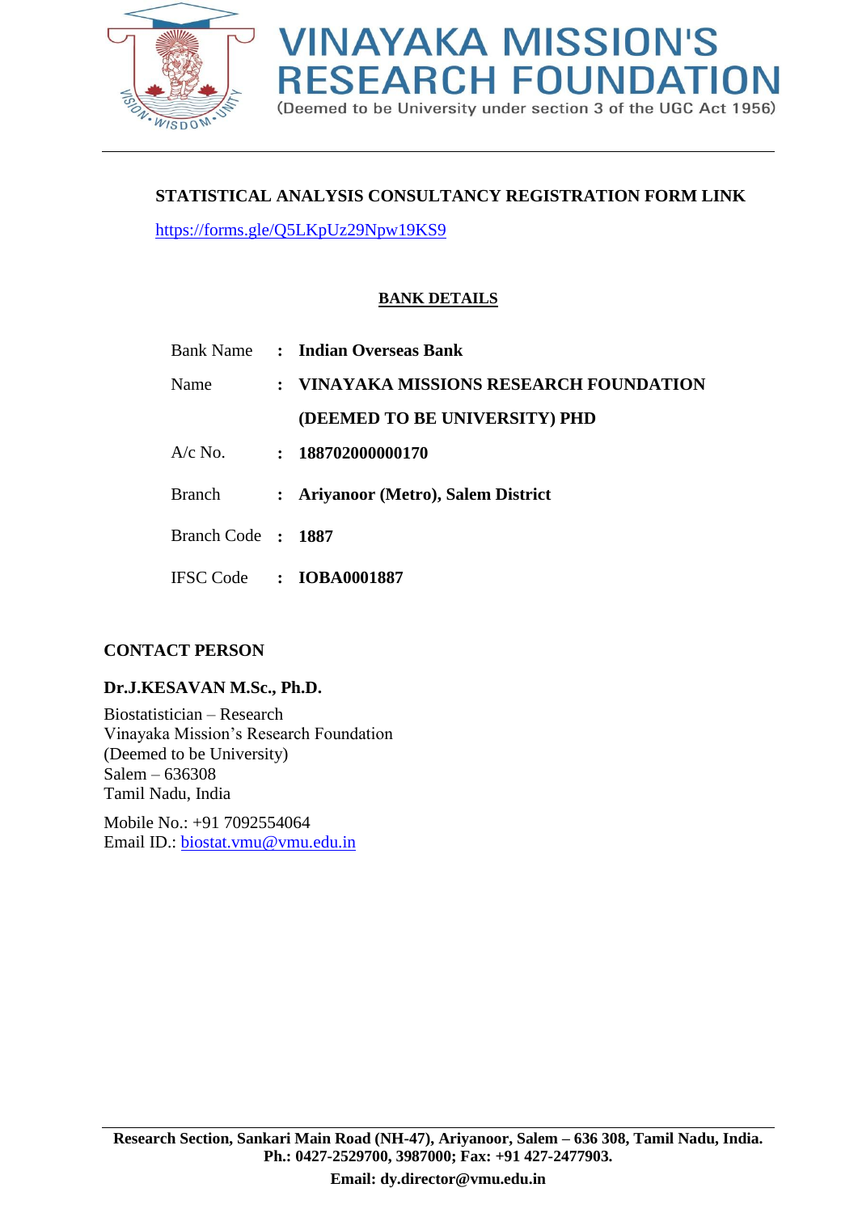# VINAYAKA MISSION'S RESEARCH FOUNDATION

(Deemed to be University under section 3 of the UGC Act 1956)

**STATISTICAL ANALYSIS CONSULTANCY REGISTRATION FORM LINK**

https://forms.gle/Q5LKpUz29Npw19KS9

**BANK DETAILS**

| | | |
|---|---|---|
| Bank Name | : | **Indian Overseas Bank** |
| Name | : | **VINAYAKA MISSIONS RESEARCH FOUNDATION (DEEMED TO BE UNIVERSITY) PHD** |
| A/c No. | : | **188702000000170** |
| Branch | : | **Ariyanoor (Metro), Salem District** |
| Branch Code | : | **1887** |
| IFSC Code | : | **IOBA0001887** |

**CONTACT PERSON**

**Dr.J.KESAVAN M.Sc., Ph.D.**

Biostatistician – Research
Vinayaka Mission's Research Foundation
(Deemed to be University)
Salem – 636308
Tamil Nadu, India

Mobile No.: +91 7092554064
Email ID.: biostat.vmu@vmu.edu.in

**Research Section, Sankari Main Road (NH-47), Ariyanoor, Salem – 636 308, Tamil Nadu, India.**
**Ph.: 0427-2529700, 3987000; Fax: +91 427-2477903.**
**Email: dy.director@vmu.edu.in**